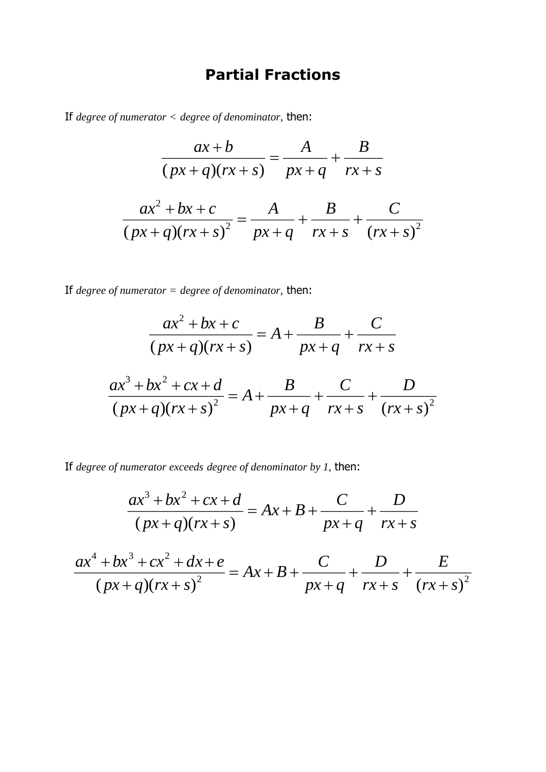# Partial Fractions

If *degree of numerator* $<$ *degree of denominator*, then:

$$\frac{ax+b}{(px+q)(rx+s)} = \frac{A}{px+q} + \frac{B}{rx+s}$$

$$\frac{ax^2+bx+c}{(px+q)(rx+s)^2} = \frac{A}{px+q} + \frac{B}{rx+s} + \frac{C}{(rx+s)^2}$$

If *degree of numerator* $=$ *degree of denominator*, then:

$$\frac{ax^2+bx+c}{(px+q)(rx+s)} = A + \frac{B}{px+q} + \frac{C}{rx+s}$$

$$\frac{ax^3+bx^2+cx+d}{(px+q)(rx+s)^2} = A + \frac{B}{px+q} + \frac{C}{rx+s} + \frac{D}{(rx+s)^2}$$

If *degree of numerator exceeds degree of denominator by 1*, then:

$$\frac{ax^3+bx^2+cx+d}{(px+q)(rx+s)} = Ax + B + \frac{C}{px+q} + \frac{D}{rx+s}$$

$$\frac{ax^4+bx^3+cx^2+dx+e}{(px+q)(rx+s)^2} = Ax + B + \frac{C}{px+q} + \frac{D}{rx+s} + \frac{E}{(rx+s)^2}$$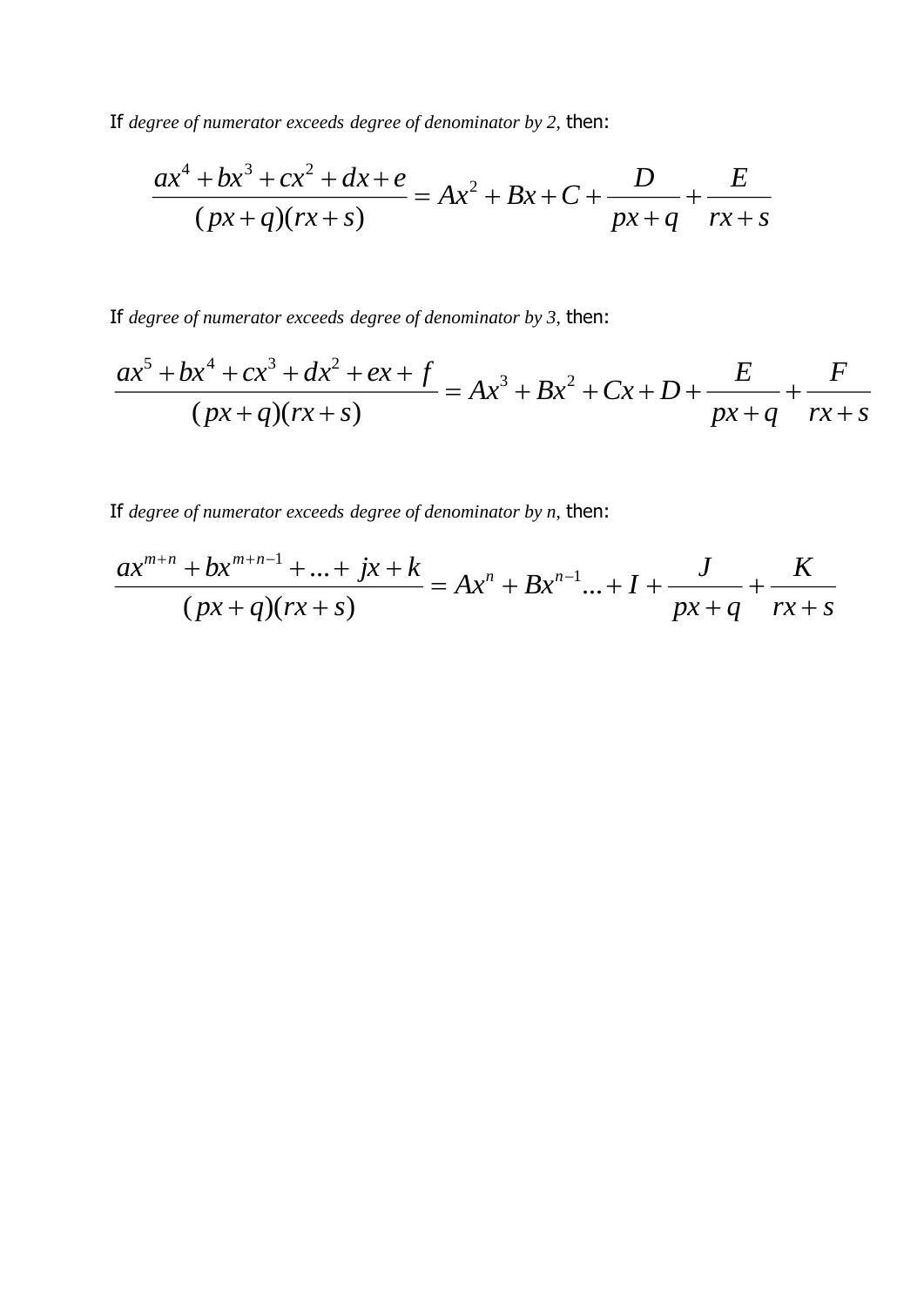If *degree of numerator exceeds degree of denominator by 2*, then:

$$\frac{ax^4 + bx^3 + cx^2 + dx + e}{(px+q)(rx+s)} = Ax^2 + Bx + C + \frac{D}{px+q} + \frac{E}{rx+s}$$

If *degree of numerator exceeds degree of denominator by 3*, then:

$$\frac{ax^5 + bx^4 + cx^3 + dx^2 + ex + f}{(px+q)(rx+s)} = Ax^3 + Bx^2 + Cx + D + \frac{E}{px+q} + \frac{F}{rx+s}$$

If *degree of numerator exceeds degree of denominator by n*, then:

$$\frac{ax^{m+n} + bx^{m+n-1} + ... + jx + k}{(px+q)(rx+s)} = Ax^n + Bx^{n-1} ... + I + \frac{J}{px+q} + \frac{K}{rx+s}$$